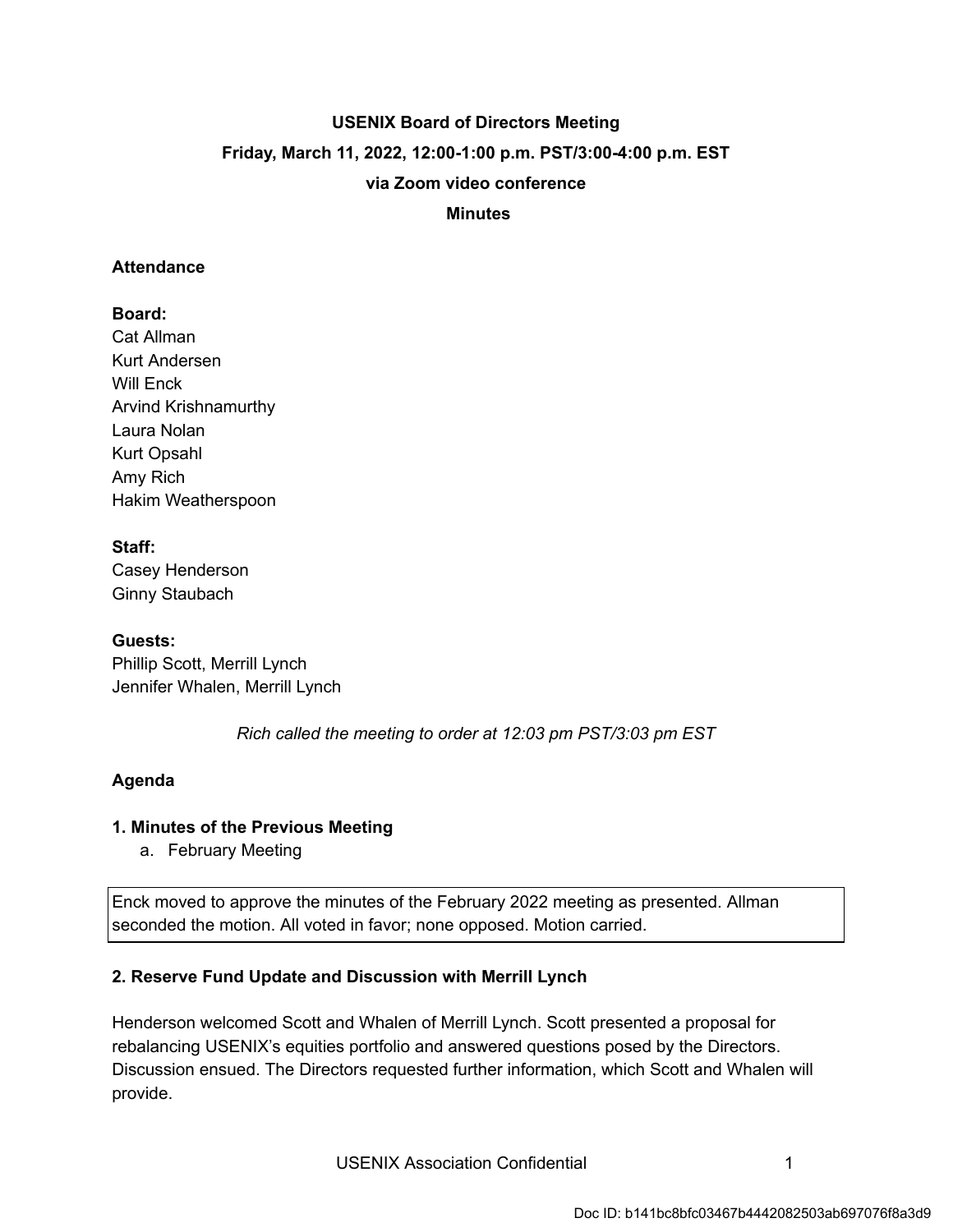**USENIX Board of Directors Meeting**

**Friday, March 11, 2022, 12:00-1:00 p.m. PST/3:00-4:00 p.m. EST**

**via Zoom video conference**

**Minutes**

**Attendance**

**Board:**
Cat Allman
Kurt Andersen
Will Enck
Arvind Krishnamurthy
Laura Nolan
Kurt Opsahl
Amy Rich
Hakim Weatherspoon

**Staff:**
Casey Henderson
Ginny Staubach

**Guests:**
Phillip Scott, Merrill Lynch
Jennifer Whalen, Merrill Lynch

*Rich called the meeting to order at 12:03 pm PST/3:03 pm EST*

**Agenda**

**1. Minutes of the Previous Meeting**

a. February Meeting

Enck moved to approve the minutes of the February 2022 meeting as presented. Allman seconded the motion. All voted in favor; none opposed. Motion carried.

**2. Reserve Fund Update and Discussion with Merrill Lynch**

Henderson welcomed Scott and Whalen of Merrill Lynch. Scott presented a proposal for rebalancing USENIX's equities portfolio and answered questions posed by the Directors. Discussion ensued. The Directors requested further information, which Scott and Whalen will provide.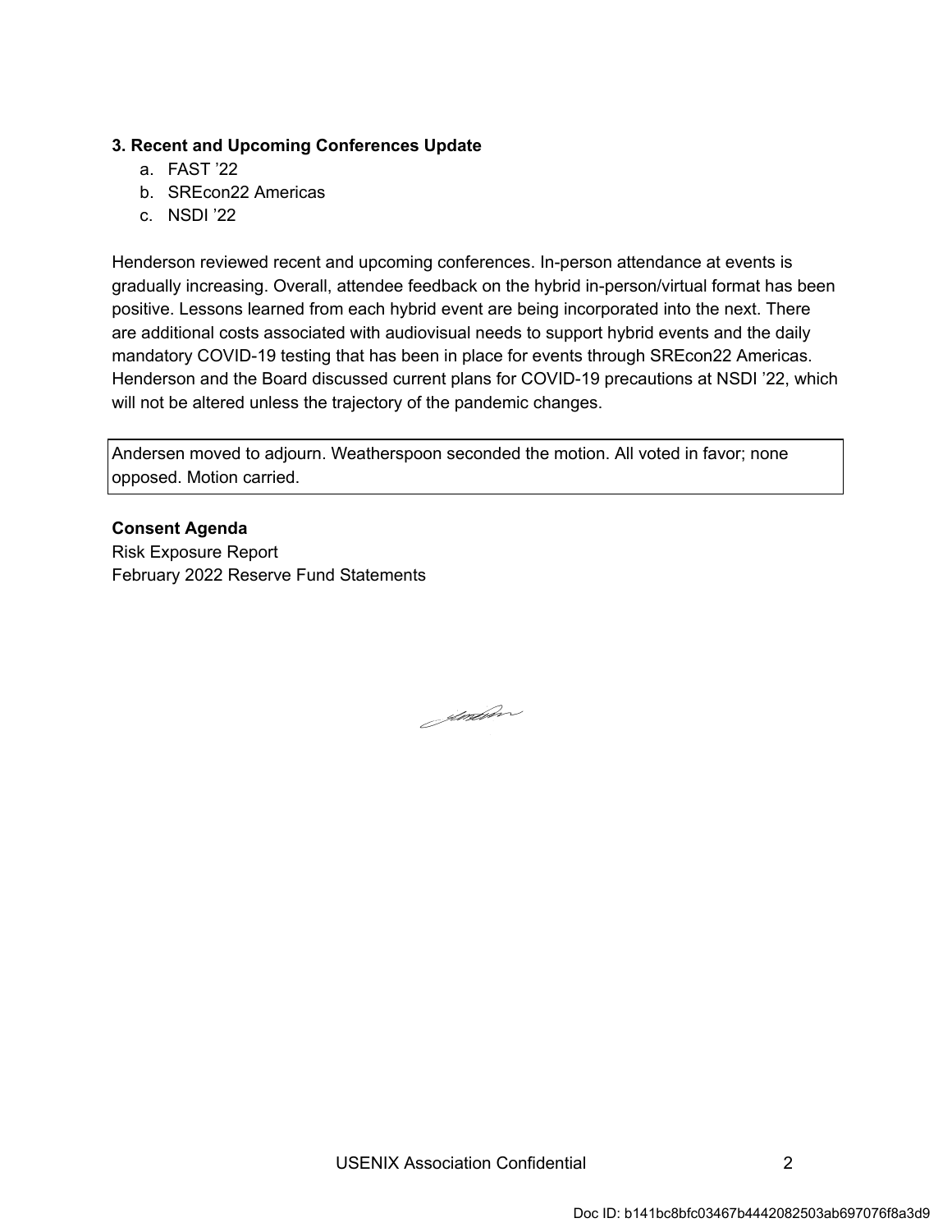**3. Recent and Upcoming Conferences Update**

a. FAST ’22
b. SREcon22 Americas
c. NSDI ’22

Henderson reviewed recent and upcoming conferences. In-person attendance at events is gradually increasing. Overall, attendee feedback on the hybrid in-person/virtual format has been positive. Lessons learned from each hybrid event are being incorporated into the next. There are additional costs associated with audiovisual needs to support hybrid events and the daily mandatory COVID-19 testing that has been in place for events through SREcon22 Americas. Henderson and the Board discussed current plans for COVID-19 precautions at NSDI ’22, which will not be altered unless the trajectory of the pandemic changes.

Andersen moved to adjourn. Weatherspoon seconded the motion. All voted in favor; none opposed. Motion carried.

**Consent Agenda**
Risk Exposure Report
February 2022 Reserve Fund Statements

USENIX Association Confidential

Doc ID: b141bc8bfc03467b4442082503ab697076f8a3d9